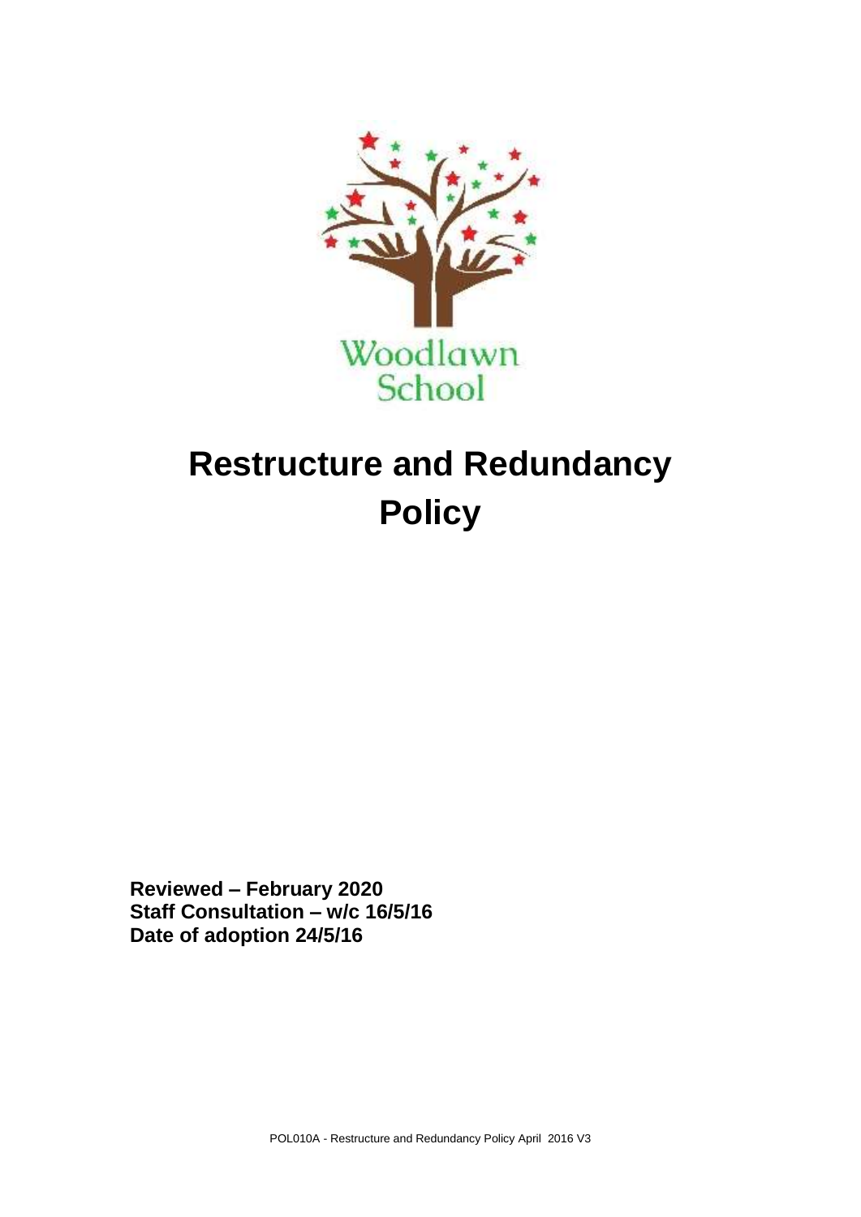Woodlawn School

# Restructure and Redundancy Policy

**Reviewed – February 2020**
**Staff Consultation – w/c 16/5/16**
**Date of adoption 24/5/16**

POL010A - Restructure and Redundancy Policy April 2016 V3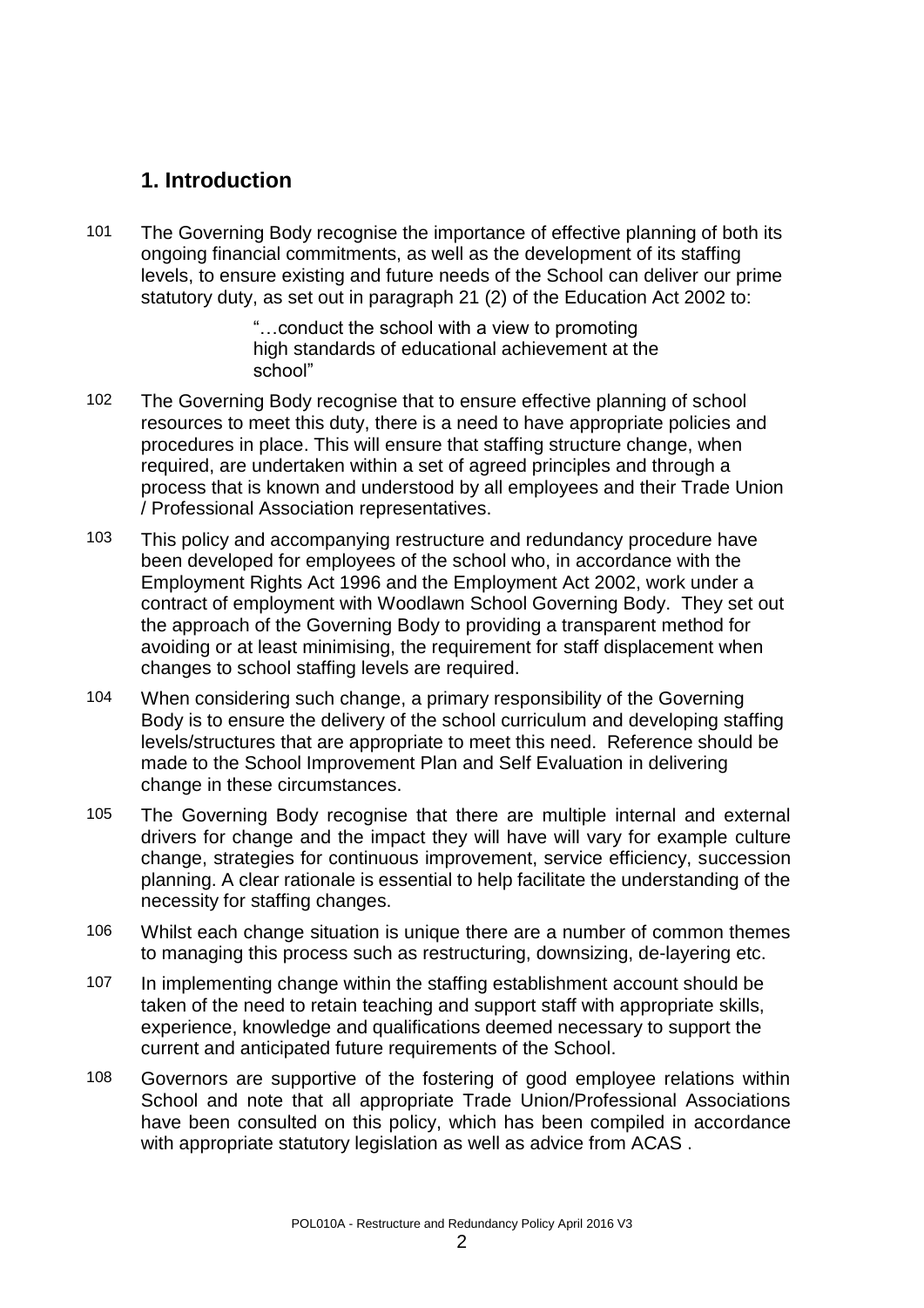## 1. Introduction

101 The Governing Body recognise the importance of effective planning of both its ongoing financial commitments, as well as the development of its staffing levels, to ensure existing and future needs of the School can deliver our prime statutory duty, as set out in paragraph 21 (2) of the Education Act 2002 to:

> "…conduct the school with a view to promoting high standards of educational achievement at the school"

102 The Governing Body recognise that to ensure effective planning of school resources to meet this duty, there is a need to have appropriate policies and procedures in place. This will ensure that staffing structure change, when required, are undertaken within a set of agreed principles and through a process that is known and understood by all employees and their Trade Union / Professional Association representatives.

103 This policy and accompanying restructure and redundancy procedure have been developed for employees of the school who, in accordance with the Employment Rights Act 1996 and the Employment Act 2002, work under a contract of employment with Woodlawn School Governing Body. They set out the approach of the Governing Body to providing a transparent method for avoiding or at least minimising, the requirement for staff displacement when changes to school staffing levels are required.

104 When considering such change, a primary responsibility of the Governing Body is to ensure the delivery of the school curriculum and developing staffing levels/structures that are appropriate to meet this need. Reference should be made to the School Improvement Plan and Self Evaluation in delivering change in these circumstances.

105 The Governing Body recognise that there are multiple internal and external drivers for change and the impact they will have will vary for example culture change, strategies for continuous improvement, service efficiency, succession planning. A clear rationale is essential to help facilitate the understanding of the necessity for staffing changes.

106 Whilst each change situation is unique there are a number of common themes to managing this process such as restructuring, downsizing, de-layering etc.

107 In implementing change within the staffing establishment account should be taken of the need to retain teaching and support staff with appropriate skills, experience, knowledge and qualifications deemed necessary to support the current and anticipated future requirements of the School.

108 Governors are supportive of the fostering of good employee relations within School and note that all appropriate Trade Union/Professional Associations have been consulted on this policy, which has been compiled in accordance with appropriate statutory legislation as well as advice from ACAS .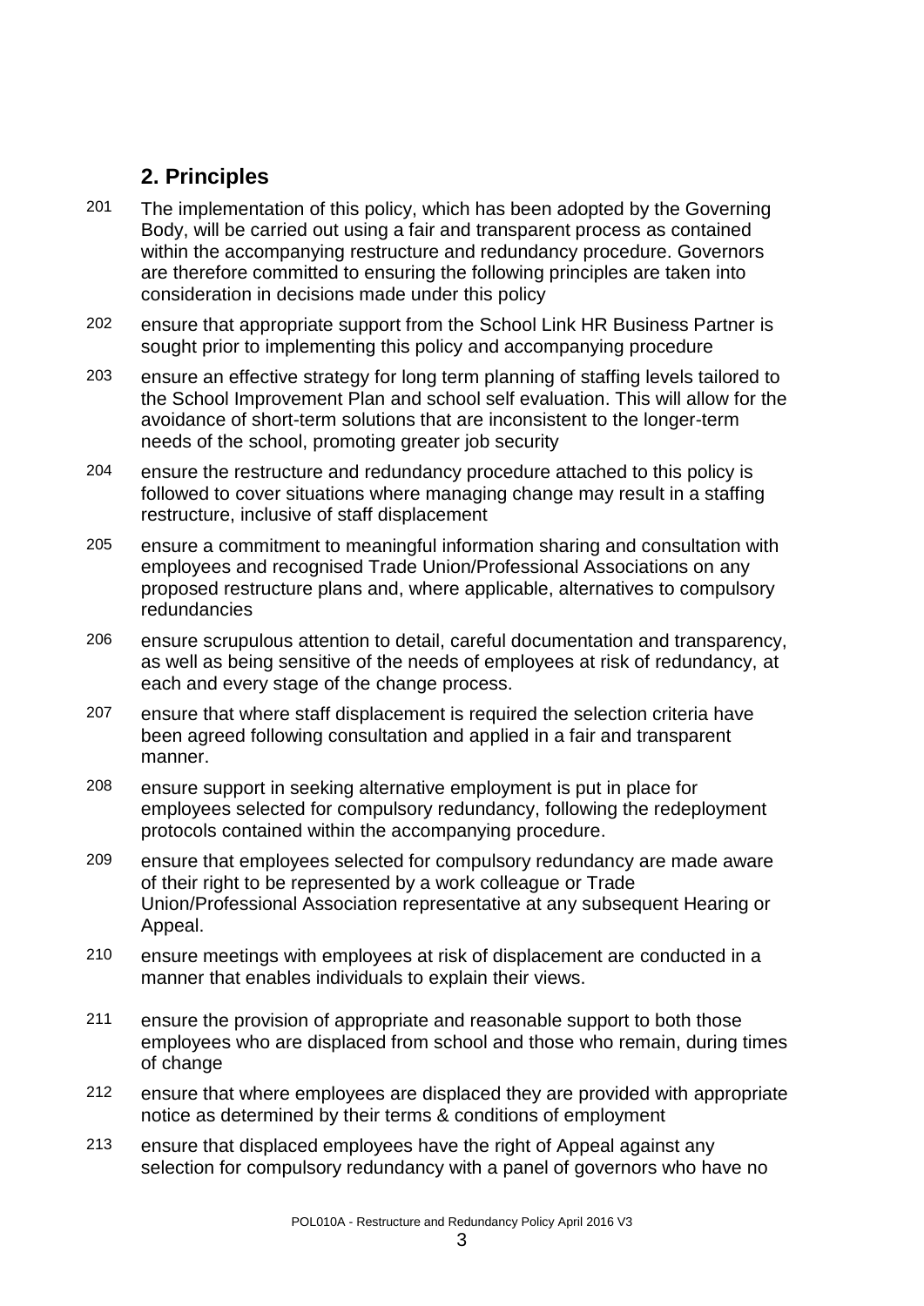## 2. Principles

201 The implementation of this policy, which has been adopted by the Governing Body, will be carried out using a fair and transparent process as contained within the accompanying restructure and redundancy procedure. Governors are therefore committed to ensuring the following principles are taken into consideration in decisions made under this policy

202 ensure that appropriate support from the School Link HR Business Partner is sought prior to implementing this policy and accompanying procedure

203 ensure an effective strategy for long term planning of staffing levels tailored to the School Improvement Plan and school self evaluation. This will allow for the avoidance of short-term solutions that are inconsistent to the longer-term needs of the school, promoting greater job security

204 ensure the restructure and redundancy procedure attached to this policy is followed to cover situations where managing change may result in a staffing restructure, inclusive of staff displacement

205 ensure a commitment to meaningful information sharing and consultation with employees and recognised Trade Union/Professional Associations on any proposed restructure plans and, where applicable, alternatives to compulsory redundancies

206 ensure scrupulous attention to detail, careful documentation and transparency, as well as being sensitive of the needs of employees at risk of redundancy, at each and every stage of the change process.

207 ensure that where staff displacement is required the selection criteria have been agreed following consultation and applied in a fair and transparent manner.

208 ensure support in seeking alternative employment is put in place for employees selected for compulsory redundancy, following the redeployment protocols contained within the accompanying procedure.

209 ensure that employees selected for compulsory redundancy are made aware of their right to be represented by a work colleague or Trade Union/Professional Association representative at any subsequent Hearing or Appeal.

210 ensure meetings with employees at risk of displacement are conducted in a manner that enables individuals to explain their views.

211 ensure the provision of appropriate and reasonable support to both those employees who are displaced from school and those who remain, during times of change

212 ensure that where employees are displaced they are provided with appropriate notice as determined by their terms & conditions of employment

213 ensure that displaced employees have the right of Appeal against any selection for compulsory redundancy with a panel of governors who have no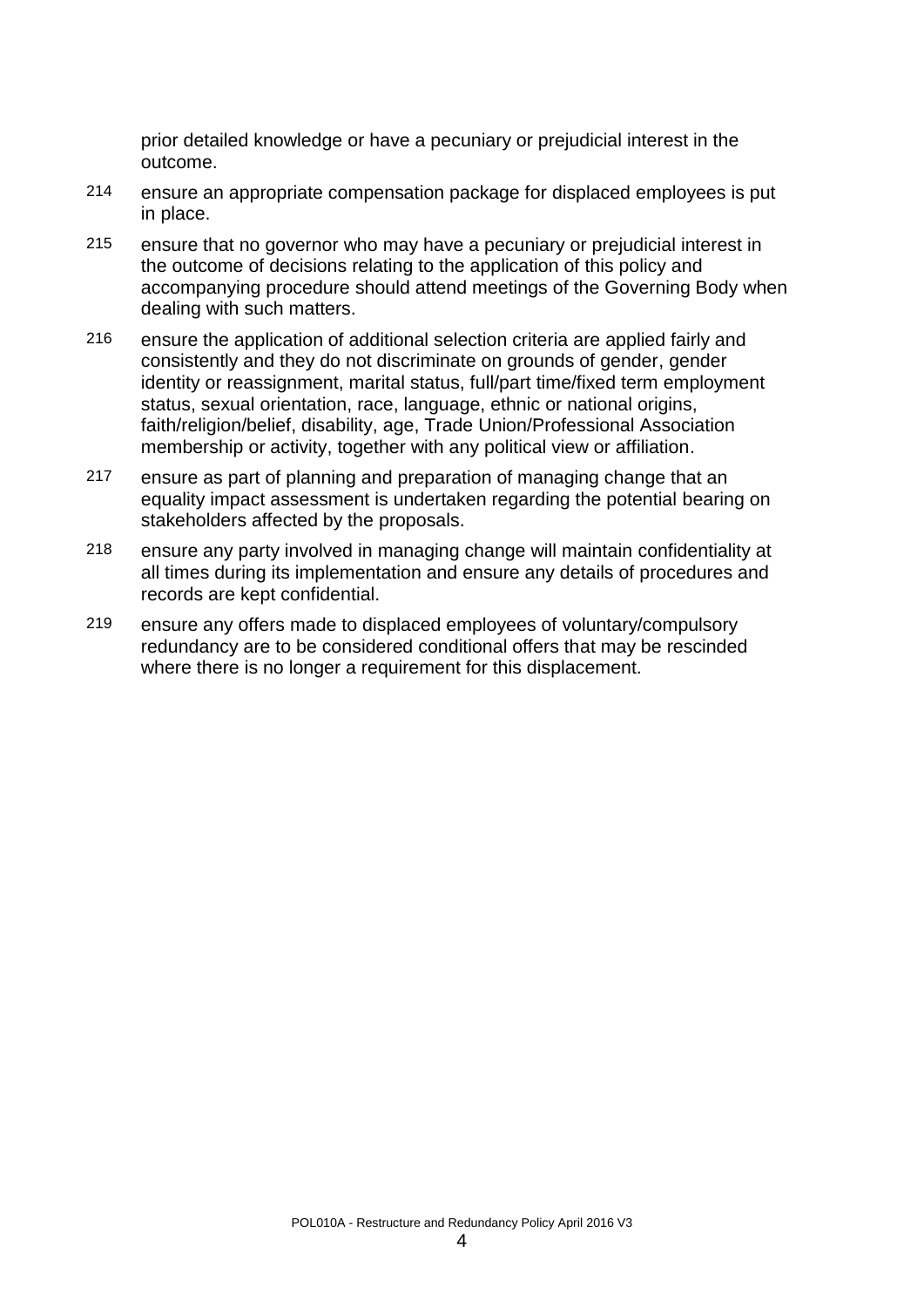prior detailed knowledge or have a pecuniary or prejudicial interest in the outcome.

214 ensure an appropriate compensation package for displaced employees is put in place.

215 ensure that no governor who may have a pecuniary or prejudicial interest in the outcome of decisions relating to the application of this policy and accompanying procedure should attend meetings of the Governing Body when dealing with such matters.

216 ensure the application of additional selection criteria are applied fairly and consistently and they do not discriminate on grounds of gender, gender identity or reassignment, marital status, full/part time/fixed term employment status, sexual orientation, race, language, ethnic or national origins, faith/religion/belief, disability, age, Trade Union/Professional Association membership or activity, together with any political view or affiliation.

217 ensure as part of planning and preparation of managing change that an equality impact assessment is undertaken regarding the potential bearing on stakeholders affected by the proposals.

218 ensure any party involved in managing change will maintain confidentiality at all times during its implementation and ensure any details of procedures and records are kept confidential.

219 ensure any offers made to displaced employees of voluntary/compulsory redundancy are to be considered conditional offers that may be rescinded where there is no longer a requirement for this displacement.